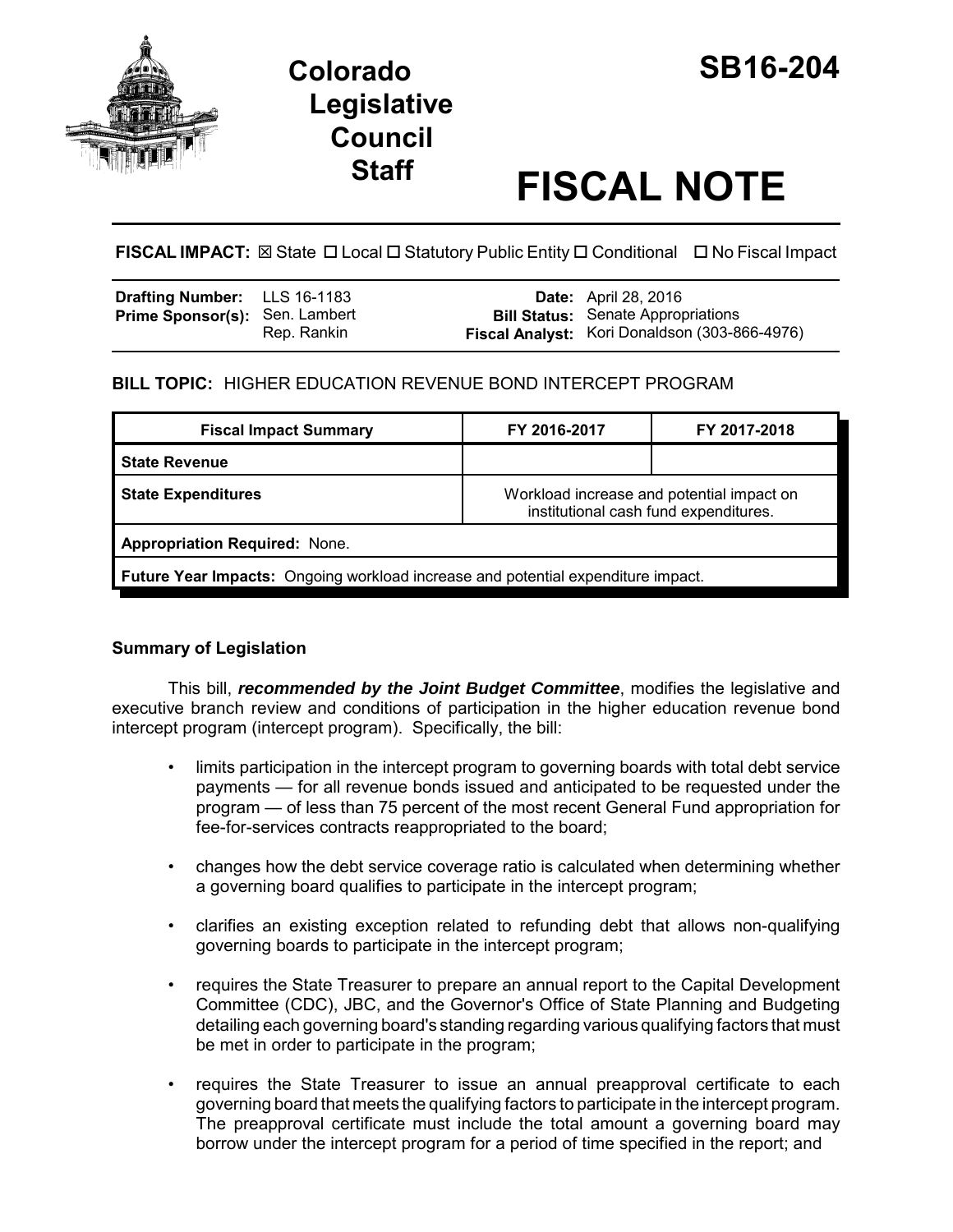# Colorado Legislative Council Staff

# SB16-204

# FISCAL NOTE

**FISCAL IMPACT:** ☒ State ☐ Local ☐ Statutory Public Entity ☐ Conditional ☐ No Fiscal Impact

| | | | |
|---|---|---|---|
| **Drafting Number:** | LLS 16-1183 | **Date:** | April 28, 2016 |
| **Prime Sponsor(s):** | Sen. Lambert<br>Rep. Rankin | **Bill Status:** | Senate Appropriations |
| | | **Fiscal Analyst:** | Kori Donaldson (303-866-4976) |

**BILL TOPIC:** HIGHER EDUCATION REVENUE BOND INTERCEPT PROGRAM

| Fiscal Impact Summary | FY 2016-2017 | FY 2017-2018 |
|---|---|---|
| **State Revenue** | | |
| **State Expenditures** | Workload increase and potential impact on institutional cash fund expenditures. | |
| **Appropriation Required:** None. | | |
| **Future Year Impacts:** Ongoing workload increase and potential expenditure impact. | | |

## Summary of Legislation

This bill, ***recommended by the Joint Budget Committee***, modifies the legislative and executive branch review and conditions of participation in the higher education revenue bond intercept program (intercept program). Specifically, the bill:

- limits participation in the intercept program to governing boards with total debt service payments — for all revenue bonds issued and anticipated to be requested under the program — of less than 75 percent of the most recent General Fund appropriation for fee-for-services contracts reappropriated to the board;
- changes how the debt service coverage ratio is calculated when determining whether a governing board qualifies to participate in the intercept program;
- clarifies an existing exception related to refunding debt that allows non-qualifying governing boards to participate in the intercept program;
- requires the State Treasurer to prepare an annual report to the Capital Development Committee (CDC), JBC, and the Governor's Office of State Planning and Budgeting detailing each governing board's standing regarding various qualifying factors that must be met in order to participate in the program;
- requires the State Treasurer to issue an annual preapproval certificate to each governing board that meets the qualifying factors to participate in the intercept program. The preapproval certificate must include the total amount a governing board may borrow under the intercept program for a period of time specified in the report; and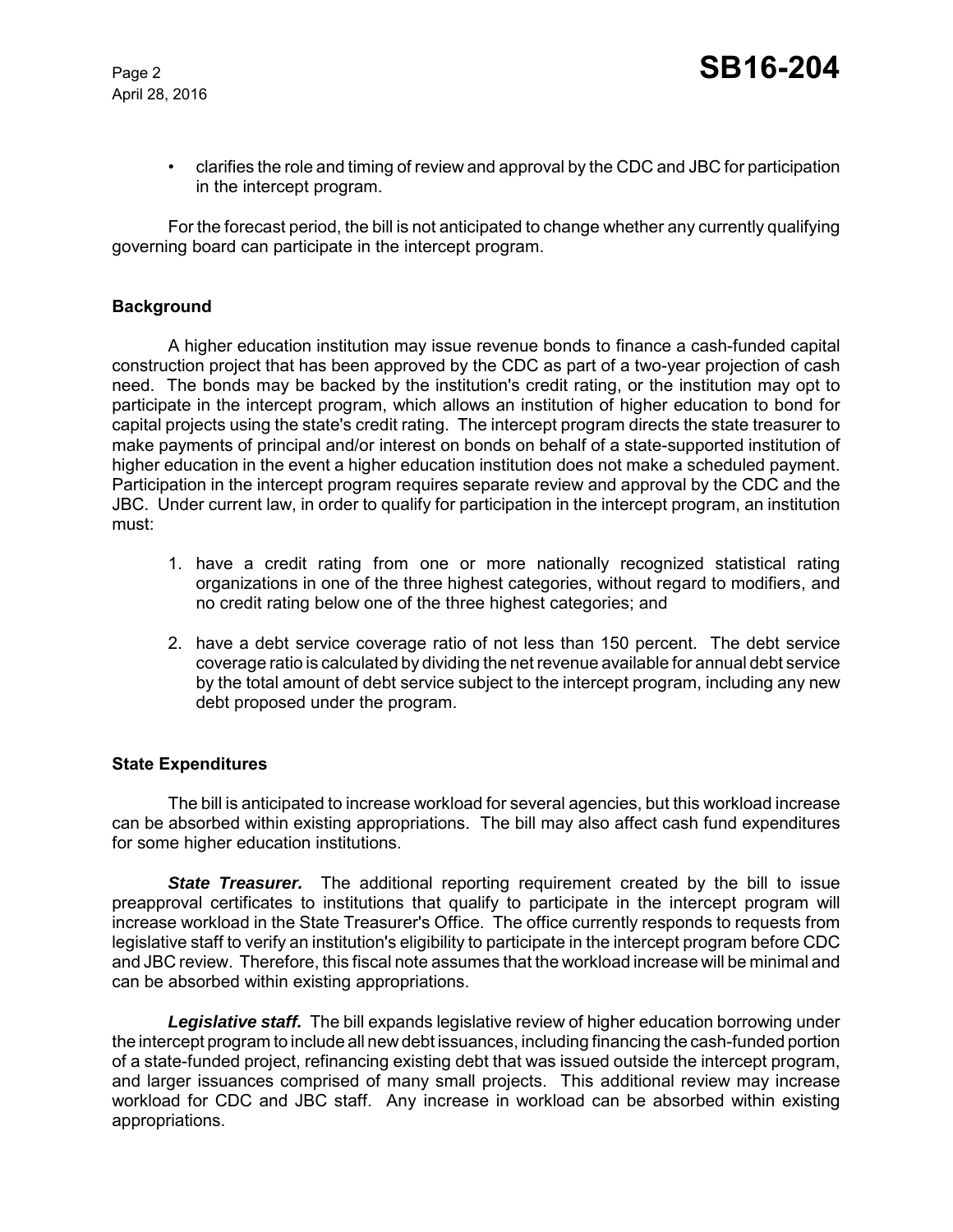- clarifies the role and timing of review and approval by the CDC and JBC for participation in the intercept program.

For the forecast period, the bill is not anticipated to change whether any currently qualifying governing board can participate in the intercept program.

**Background**

A higher education institution may issue revenue bonds to finance a cash-funded capital construction project that has been approved by the CDC as part of a two-year projection of cash need. The bonds may be backed by the institution's credit rating, or the institution may opt to participate in the intercept program, which allows an institution of higher education to bond for capital projects using the state's credit rating. The intercept program directs the state treasurer to make payments of principal and/or interest on bonds on behalf of a state-supported institution of higher education in the event a higher education institution does not make a scheduled payment. Participation in the intercept program requires separate review and approval by the CDC and the JBC. Under current law, in order to qualify for participation in the intercept program, an institution must:

1. have a credit rating from one or more nationally recognized statistical rating organizations in one of the three highest categories, without regard to modifiers, and no credit rating below one of the three highest categories; and
2. have a debt service coverage ratio of not less than 150 percent. The debt service coverage ratio is calculated by dividing the net revenue available for annual debt service by the total amount of debt service subject to the intercept program, including any new debt proposed under the program.

**State Expenditures**

The bill is anticipated to increase workload for several agencies, but this workload increase can be absorbed within existing appropriations. The bill may also affect cash fund expenditures for some higher education institutions.

***State Treasurer.*** The additional reporting requirement created by the bill to issue preapproval certificates to institutions that qualify to participate in the intercept program will increase workload in the State Treasurer's Office. The office currently responds to requests from legislative staff to verify an institution's eligibility to participate in the intercept program before CDC and JBC review. Therefore, this fiscal note assumes that the workload increase will be minimal and can be absorbed within existing appropriations.

***Legislative staff.*** The bill expands legislative review of higher education borrowing under the intercept program to include all new debt issuances, including financing the cash-funded portion of a state-funded project, refinancing existing debt that was issued outside the intercept program, and larger issuances comprised of many small projects. This additional review may increase workload for CDC and JBC staff. Any increase in workload can be absorbed within existing appropriations.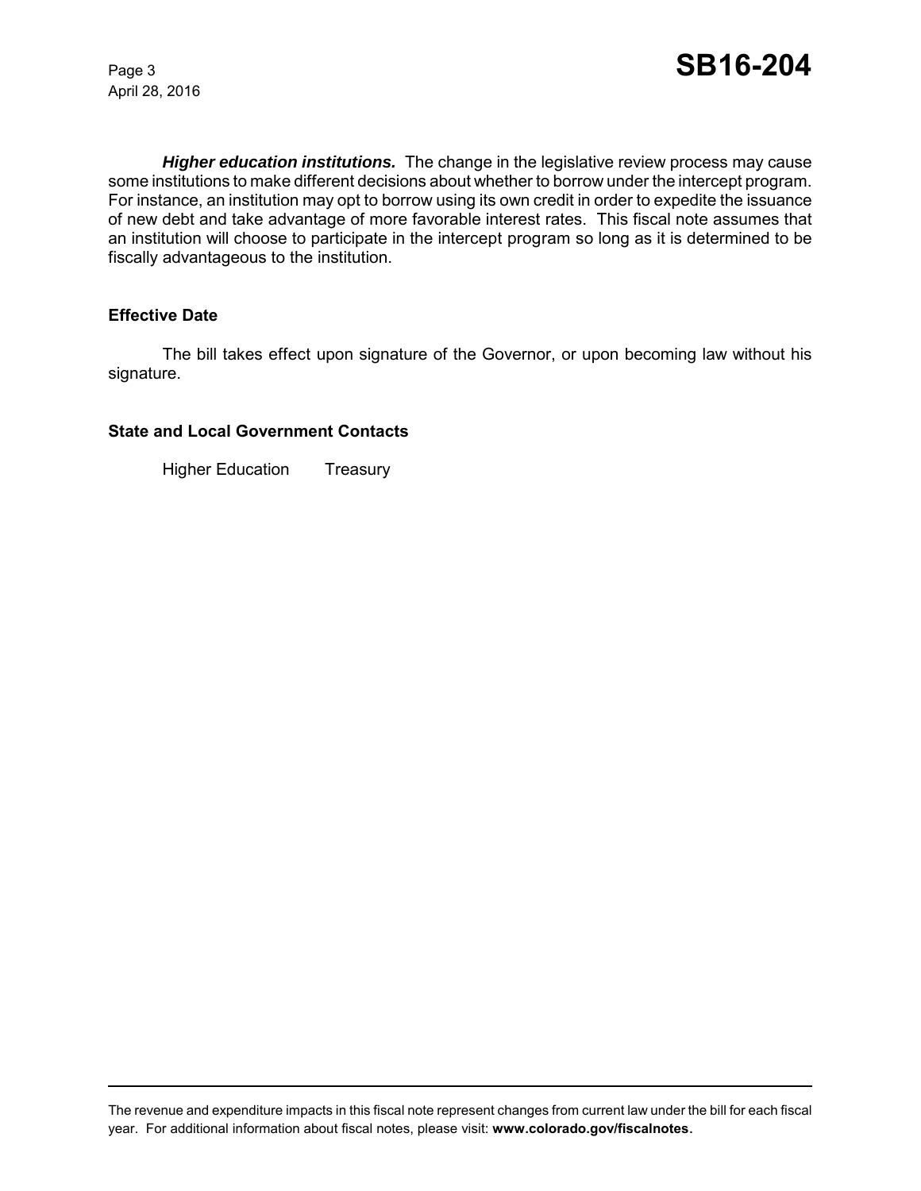***Higher education institutions.*** The change in the legislative review process may cause some institutions to make different decisions about whether to borrow under the intercept program. For instance, an institution may opt to borrow using its own credit in order to expedite the issuance of new debt and take advantage of more favorable interest rates. This fiscal note assumes that an institution will choose to participate in the intercept program so long as it is determined to be fiscally advantageous to the institution.

**Effective Date**

The bill takes effect upon signature of the Governor, or upon becoming law without his signature.

**State and Local Government Contacts**

Higher Education    Treasury

The revenue and expenditure impacts in this fiscal note represent changes from current law under the bill for each fiscal year. For additional information about fiscal notes, please visit: **www.colorado.gov/fiscalnotes.**